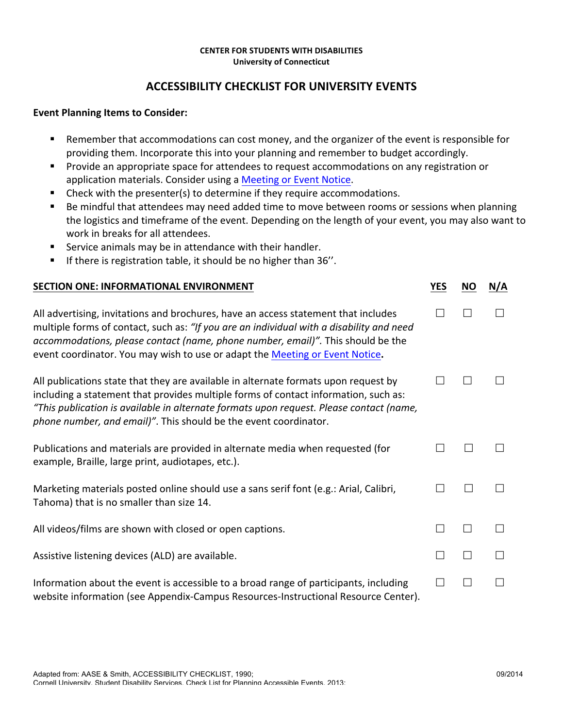**CENTER FOR STUDENTS WITH DISABILITIES**
**University of Connecticut**

# ACCESSIBILITY CHECKLIST FOR UNIVERSITY EVENTS

**Event Planning Items to Consider:**

- Remember that accommodations can cost money, and the organizer of the event is responsible for providing them. Incorporate this into your planning and remember to budget accordingly.
- Provide an appropriate space for attendees to request accommodations on any registration or application materials. Consider using a Meeting or Event Notice.
- Check with the presenter(s) to determine if they require accommodations.
- Be mindful that attendees may need added time to move between rooms or sessions when planning the logistics and timeframe of the event. Depending on the length of your event, you may also want to work in breaks for all attendees.
- Service animals may be in attendance with their handler.
- If there is registration table, it should be no higher than 36''.

| SECTION ONE: INFORMATIONAL ENVIRONMENT | YES | NO | N/A |
|---|---|---|---|
| All advertising, invitations and brochures, have an access statement that includes multiple forms of contact, such as: *"If you are an individual with a disability and need accommodations, please contact (name, phone number, email)".* This should be the event coordinator. You may wish to use or adapt the Meeting or Event Notice**.** | ☐ | ☐ | ☐ |
| All publications state that they are available in alternate formats upon request by including a statement that provides multiple forms of contact information, such as: *"This publication is available in alternate formats upon request. Please contact (name, phone number, and email)"*. This should be the event coordinator. | ☐ | ☐ | ☐ |
| Publications and materials are provided in alternate media when requested (for example, Braille, large print, audiotapes, etc.). | ☐ | ☐ | ☐ |
| Marketing materials posted online should use a sans serif font (e.g.: Arial, Calibri, Tahoma) that is no smaller than size 14. | ☐ | ☐ | ☐ |
| All videos/films are shown with closed or open captions. | ☐ | ☐ | ☐ |
| Assistive listening devices (ALD) are available. | ☐ | ☐ | ☐ |
| Information about the event is accessible to a broad range of participants, including website information (see Appendix-Campus Resources-Instructional Resource Center). | ☐ | ☐ | ☐ |

Adapted from: AASE & Smith, ACCESSIBILITY CHECKLIST, 1990;
Cornell University, Student Disability Services, Check List for Planning Accessible Events, 2013;

09/2014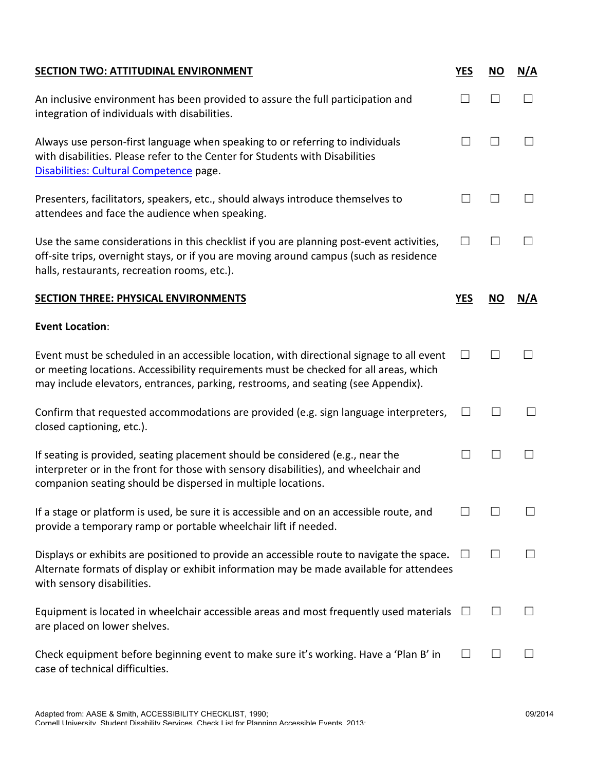| **SECTION TWO: ATTITUDINAL ENVIRONMENT** | **YES** | **NO** | **N/A** |
|---|---|---|---|
| An inclusive environment has been provided to assure the full participation and integration of individuals with disabilities. | ☐ | ☐ | ☐ |
| Always use person-first language when speaking to or referring to individuals with disabilities. Please refer to the Center for Students with Disabilities [Disabilities: Cultural Competence] page. | ☐ | ☐ | ☐ |
| Presenters, facilitators, speakers, etc., should always introduce themselves to attendees and face the audience when speaking. | ☐ | ☐ | ☐ |
| Use the same considerations in this checklist if you are planning post-event activities, off-site trips, overnight stays, or if you are moving around campus (such as residence halls, restaurants, recreation rooms, etc.). | ☐ | ☐ | ☐ |

| **SECTION THREE: PHYSICAL ENVIRONMENTS** | **YES** | **NO** | **N/A** |
|---|---|---|---|
| **Event Location**: | | | |
| Event must be scheduled in an accessible location, with directional signage to all event or meeting locations. Accessibility requirements must be checked for all areas, which may include elevators, entrances, parking, restrooms, and seating (see Appendix). | ☐ | ☐ | ☐ |
| Confirm that requested accommodations are provided (e.g. sign language interpreters, closed captioning, etc.). | ☐ | ☐ | ☐ |
| If seating is provided, seating placement should be considered (e.g., near the interpreter or in the front for those with sensory disabilities), and wheelchair and companion seating should be dispersed in multiple locations. | ☐ | ☐ | ☐ |
| If a stage or platform is used, be sure it is accessible and on an accessible route, and provide a temporary ramp or portable wheelchair lift if needed. | ☐ | ☐ | ☐ |
| Displays or exhibits are positioned to provide an accessible route to navigate the space. Alternate formats of display or exhibit information may be made available for attendees with sensory disabilities. | ☐ | ☐ | ☐ |
| Equipment is located in wheelchair accessible areas and most frequently used materials are placed on lower shelves. | ☐ | ☐ | ☐ |
| Check equipment before beginning event to make sure it's working. Have a 'Plan B' in case of technical difficulties. | ☐ | ☐ | ☐ |

Adapted from: AASE & Smith, ACCESSIBILITY CHECKLIST, 1990;
Cornell University, Student Disability Services, Check List for Planning Accessible Events, 2013;

09/2014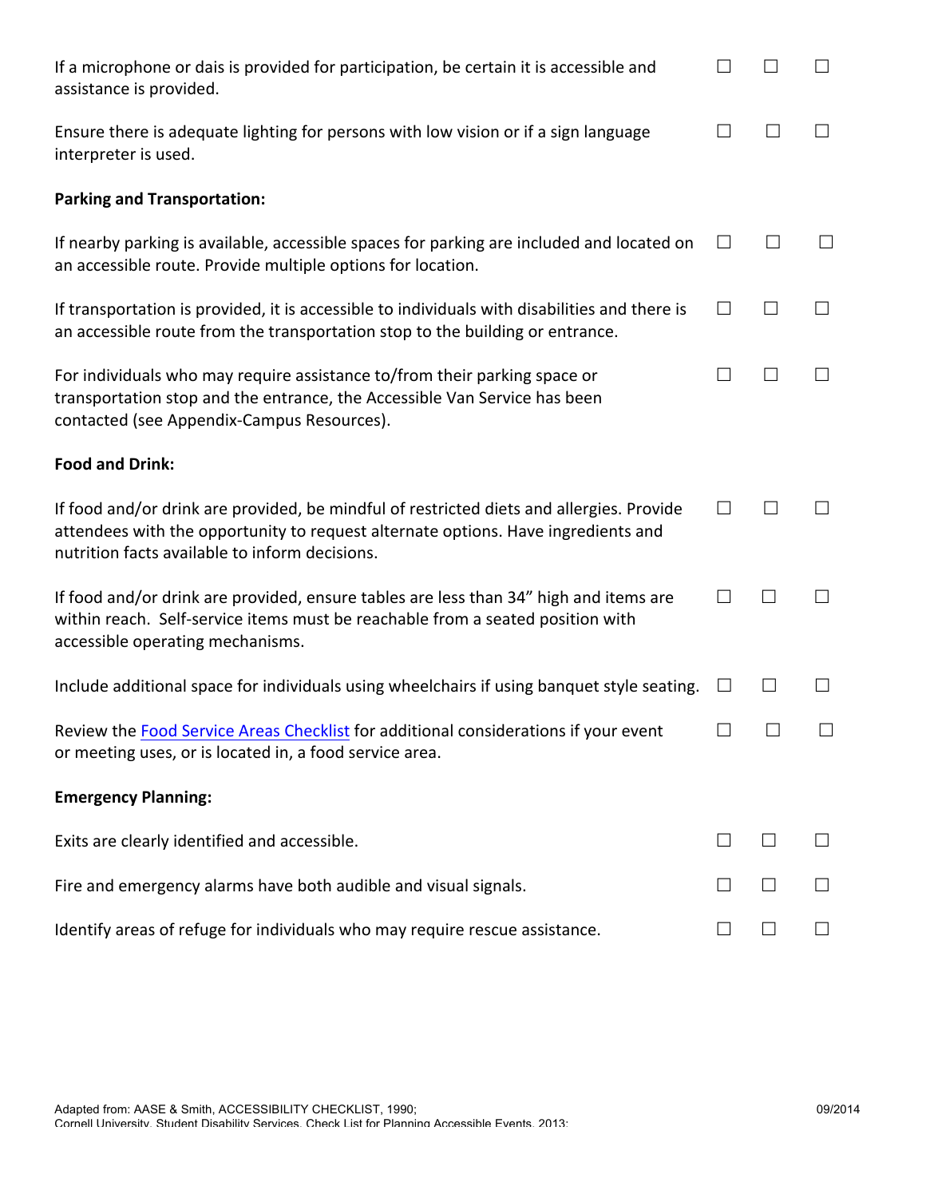| | | | |
|---|---|---|---|
| If a microphone or dais is provided for participation, be certain it is accessible and assistance is provided. | ☐ | ☐ | ☐ |
| Ensure there is adequate lighting for persons with low vision or if a sign language interpreter is used. | ☐ | ☐ | ☐ |
| **Parking and Transportation:** | | | |
| If nearby parking is available, accessible spaces for parking are included and located on an accessible route. Provide multiple options for location. | ☐ | ☐ | ☐ |
| If transportation is provided, it is accessible to individuals with disabilities and there is an accessible route from the transportation stop to the building or entrance. | ☐ | ☐ | ☐ |
| For individuals who may require assistance to/from their parking space or transportation stop and the entrance, the Accessible Van Service has been contacted (see Appendix-Campus Resources). | ☐ | ☐ | ☐ |
| **Food and Drink:** | | | |
| If food and/or drink are provided, be mindful of restricted diets and allergies. Provide attendees with the opportunity to request alternate options. Have ingredients and nutrition facts available to inform decisions. | ☐ | ☐ | ☐ |
| If food and/or drink are provided, ensure tables are less than 34" high and items are within reach. Self-service items must be reachable from a seated position with accessible operating mechanisms. | ☐ | ☐ | ☐ |
| Include additional space for individuals using wheelchairs if using banquet style seating. | ☐ | ☐ | ☐ |
| Review the [Food Service Areas Checklist]() for additional considerations if your event or meeting uses, or is located in, a food service area. | ☐ | ☐ | ☐ |
| **Emergency Planning:** | | | |
| Exits are clearly identified and accessible. | ☐ | ☐ | ☐ |
| Fire and emergency alarms have both audible and visual signals. | ☐ | ☐ | ☐ |
| Identify areas of refuge for individuals who may require rescue assistance. | ☐ | ☐ | ☐ |

Adapted from: AASE & Smith, ACCESSIBILITY CHECKLIST, 1990;
Cornell University, Student Disability Services, Check List for Planning Accessible Events, 2013;

09/2014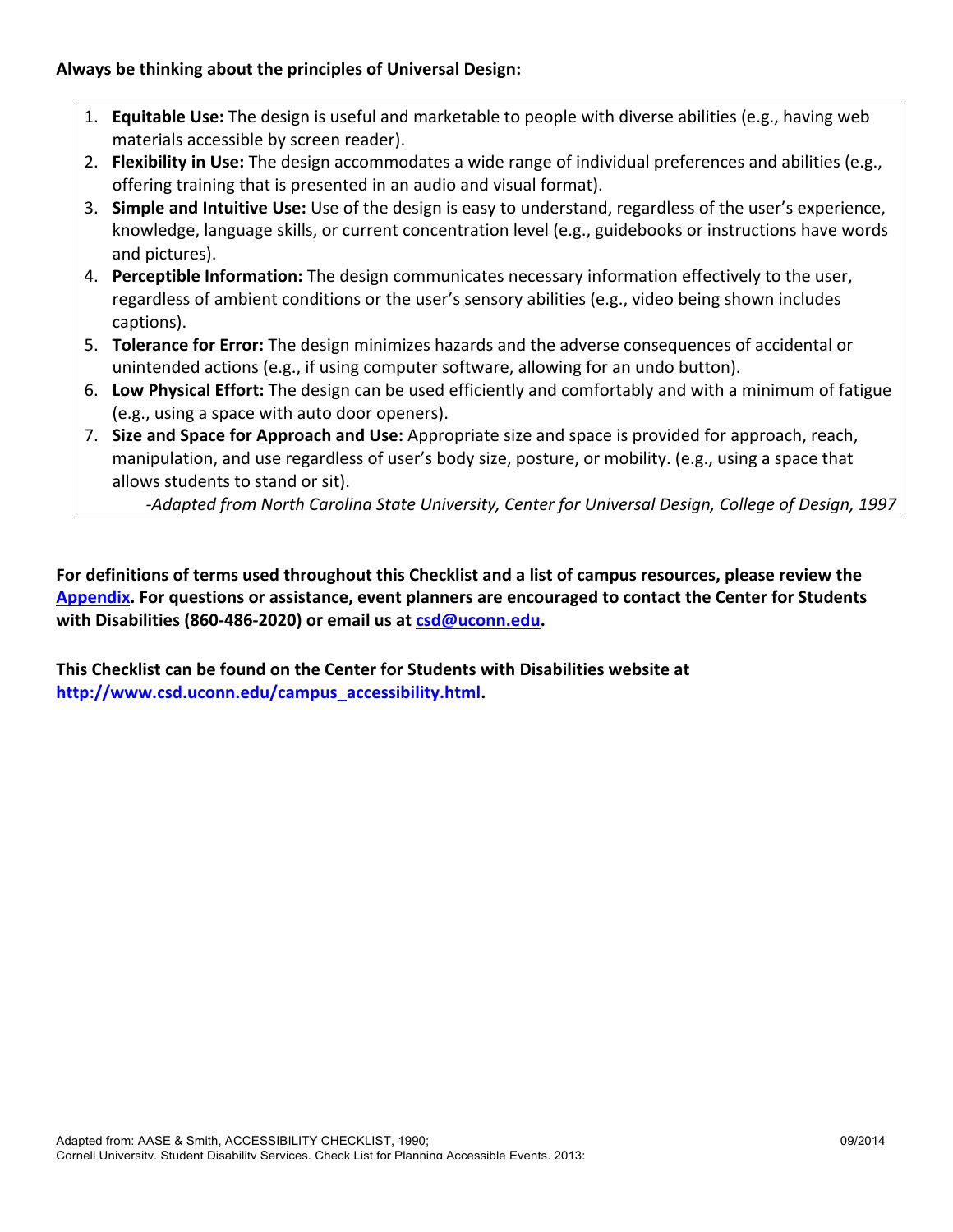**Always be thinking about the principles of Universal Design:**

1. **Equitable Use:** The design is useful and marketable to people with diverse abilities (e.g., having web materials accessible by screen reader).
2. **Flexibility in Use:** The design accommodates a wide range of individual preferences and abilities (e.g., offering training that is presented in an audio and visual format).
3. **Simple and Intuitive Use:** Use of the design is easy to understand, regardless of the user's experience, knowledge, language skills, or current concentration level (e.g., guidebooks or instructions have words and pictures).
4. **Perceptible Information:** The design communicates necessary information effectively to the user, regardless of ambient conditions or the user's sensory abilities (e.g., video being shown includes captions).
5. **Tolerance for Error:** The design minimizes hazards and the adverse consequences of accidental or unintended actions (e.g., if using computer software, allowing for an undo button).
6. **Low Physical Effort:** The design can be used efficiently and comfortably and with a minimum of fatigue (e.g., using a space with auto door openers).
7. **Size and Space for Approach and Use:** Appropriate size and space is provided for approach, reach, manipulation, and use regardless of user's body size, posture, or mobility. (e.g., using a space that allows students to stand or sit).

*-Adapted from North Carolina State University, Center for Universal Design, College of Design, 1997*

**For definitions of terms used throughout this Checklist and a list of campus resources, please review the Appendix. For questions or assistance, event planners are encouraged to contact the Center for Students with Disabilities (860-486-2020) or email us at csd@uconn.edu.**

**This Checklist can be found on the Center for Students with Disabilities website at http://www.csd.uconn.edu/campus_accessibility.html.**

Adapted from: AASE & Smith, ACCESSIBILITY CHECKLIST, 1990; Cornell University, Student Disability Services, Check List for Planning Accessible Events, 2013;

09/2014